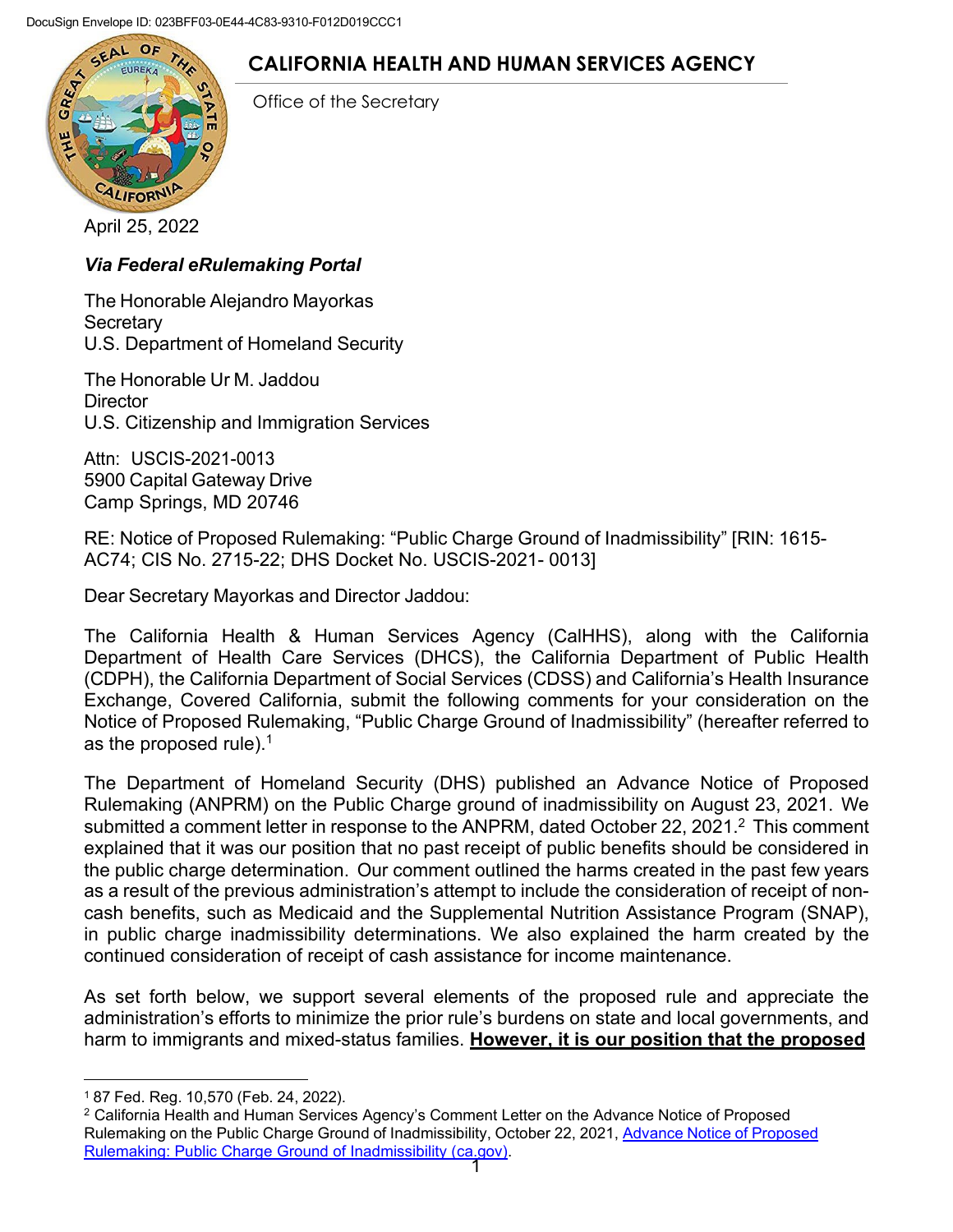DocuSign Envelope ID: 023BFF03-0E44-4C83-9310-F012D019CCC1

# CALIFORNIA HEALTH AND HUMAN SERVICES AGENCY

Office of the Secretary

April 25, 2022

***Via Federal eRulemaking Portal***

The Honorable Alejandro Mayorkas
Secretary
U.S. Department of Homeland Security

The Honorable Ur M. Jaddou
Director
U.S. Citizenship and Immigration Services

Attn: USCIS-2021-0013
5900 Capital Gateway Drive
Camp Springs, MD 20746

RE: Notice of Proposed Rulemaking: "Public Charge Ground of Inadmissibility" [RIN: 1615-AC74; CIS No. 2715-22; DHS Docket No. USCIS-2021- 0013]

Dear Secretary Mayorkas and Director Jaddou:

The California Health & Human Services Agency (CalHHS), along with the California Department of Health Care Services (DHCS), the California Department of Public Health (CDPH), the California Department of Social Services (CDSS) and California's Health Insurance Exchange, Covered California, submit the following comments for your consideration on the Notice of Proposed Rulemaking, "Public Charge Ground of Inadmissibility" (hereafter referred to as the proposed rule).[1]

The Department of Homeland Security (DHS) published an Advance Notice of Proposed Rulemaking (ANPRM) on the Public Charge ground of inadmissibility on August 23, 2021. We submitted a comment letter in response to the ANPRM, dated October 22, 2021.[2] This comment explained that it was our position that no past receipt of public benefits should be considered in the public charge determination. Our comment outlined the harms created in the past few years as a result of the previous administration's attempt to include the consideration of receipt of non-cash benefits, such as Medicaid and the Supplemental Nutrition Assistance Program (SNAP), in public charge inadmissibility determinations. We also explained the harm created by the continued consideration of receipt of cash assistance for income maintenance.

As set forth below, we support several elements of the proposed rule and appreciate the administration's efforts to minimize the prior rule's burdens on state and local governments, and harm to immigrants and mixed-status families. **However, it is our position that the proposed**

---

[1] 87 Fed. Reg. 10,570 (Feb. 24, 2022).

[2] California Health and Human Services Agency's Comment Letter on the Advance Notice of Proposed Rulemaking on the Public Charge Ground of Inadmissibility, October 22, 2021, [Advance Notice of Proposed Rulemaking: Public Charge Ground of Inadmissibility (ca.gov)](https://www.chhs.ca.gov).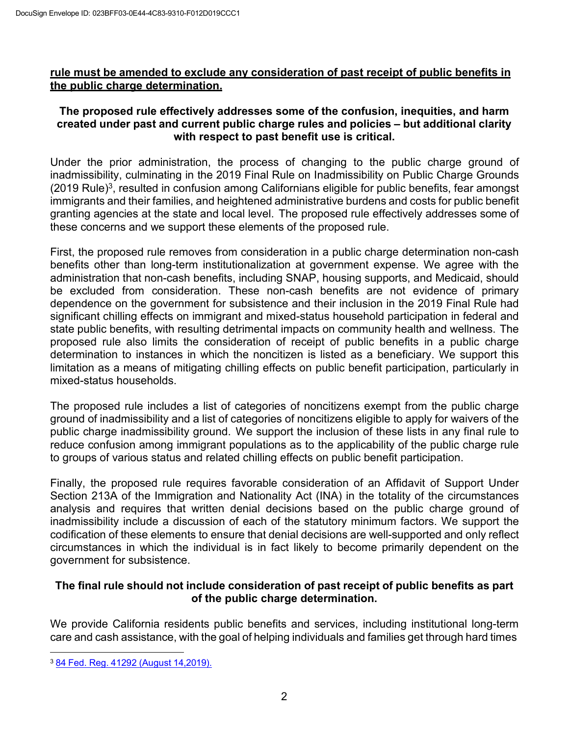**rule must be amended to exclude any consideration of past receipt of public benefits in the public charge determination.**

**The proposed rule effectively addresses some of the confusion, inequities, and harm created under past and current public charge rules and policies – but additional clarity with respect to past benefit use is critical.**

Under the prior administration, the process of changing to the public charge ground of inadmissibility, culminating in the 2019 Final Rule on Inadmissibility on Public Charge Grounds (2019 Rule)[3], resulted in confusion among Californians eligible for public benefits, fear amongst immigrants and their families, and heightened administrative burdens and costs for public benefit granting agencies at the state and local level. The proposed rule effectively addresses some of these concerns and we support these elements of the proposed rule.

First, the proposed rule removes from consideration in a public charge determination non-cash benefits other than long-term institutionalization at government expense. We agree with the administration that non-cash benefits, including SNAP, housing supports, and Medicaid, should be excluded from consideration. These non-cash benefits are not evidence of primary dependence on the government for subsistence and their inclusion in the 2019 Final Rule had significant chilling effects on immigrant and mixed-status household participation in federal and state public benefits, with resulting detrimental impacts on community health and wellness. The proposed rule also limits the consideration of receipt of public benefits in a public charge determination to instances in which the noncitizen is listed as a beneficiary. We support this limitation as a means of mitigating chilling effects on public benefit participation, particularly in mixed-status households.

The proposed rule includes a list of categories of noncitizens exempt from the public charge ground of inadmissibility and a list of categories of noncitizens eligible to apply for waivers of the public charge inadmissibility ground. We support the inclusion of these lists in any final rule to reduce confusion among immigrant populations as to the applicability of the public charge rule to groups of various status and related chilling effects on public benefit participation.

Finally, the proposed rule requires favorable consideration of an Affidavit of Support Under Section 213A of the Immigration and Nationality Act (INA) in the totality of the circumstances analysis and requires that written denial decisions based on the public charge ground of inadmissibility include a discussion of each of the statutory minimum factors. We support the codification of these elements to ensure that denial decisions are well-supported and only reflect circumstances in which the individual is in fact likely to become primarily dependent on the government for subsistence.

**The final rule should not include consideration of past receipt of public benefits as part of the public charge determination.**

We provide California residents public benefits and services, including institutional long-term care and cash assistance, with the goal of helping individuals and families get through hard times

[3] 84 Fed. Reg. 41292 (August 14,2019).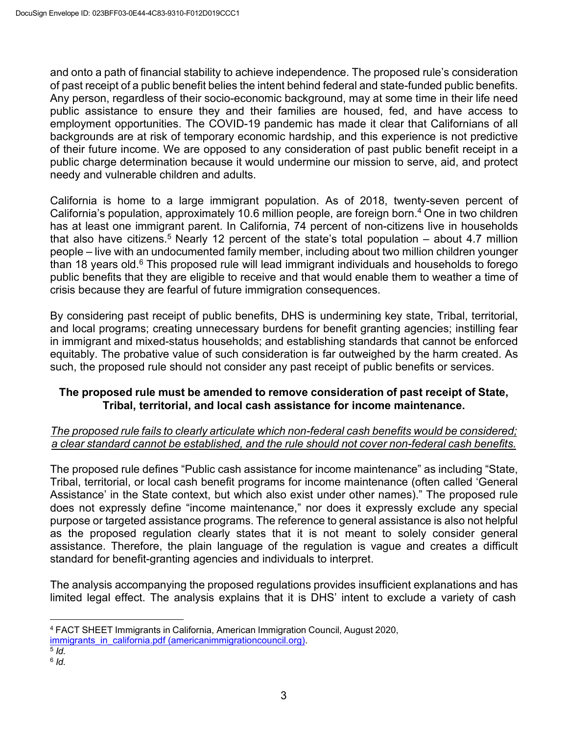and onto a path of financial stability to achieve independence. The proposed rule's consideration of past receipt of a public benefit belies the intent behind federal and state-funded public benefits. Any person, regardless of their socio-economic background, may at some time in their life need public assistance to ensure they and their families are housed, fed, and have access to employment opportunities. The COVID-19 pandemic has made it clear that Californians of all backgrounds are at risk of temporary economic hardship, and this experience is not predictive of their future income. We are opposed to any consideration of past public benefit receipt in a public charge determination because it would undermine our mission to serve, aid, and protect needy and vulnerable children and adults.

California is home to a large immigrant population. As of 2018, twenty-seven percent of California's population, approximately 10.6 million people, are foreign born.[4] One in two children has at least one immigrant parent. In California, 74 percent of non-citizens live in households that also have citizens.[5] Nearly 12 percent of the state's total population – about 4.7 million people – live with an undocumented family member, including about two million children younger than 18 years old.[6] This proposed rule will lead immigrant individuals and households to forego public benefits that they are eligible to receive and that would enable them to weather a time of crisis because they are fearful of future immigration consequences.

By considering past receipt of public benefits, DHS is undermining key state, Tribal, territorial, and local programs; creating unnecessary burdens for benefit granting agencies; instilling fear in immigrant and mixed-status households; and establishing standards that cannot be enforced equitably. The probative value of such consideration is far outweighed by the harm created. As such, the proposed rule should not consider any past receipt of public benefits or services.

**The proposed rule must be amended to remove consideration of past receipt of State, Tribal, territorial, and local cash assistance for income maintenance.**

*The proposed rule fails to clearly articulate which non-federal cash benefits would be considered; a clear standard cannot be established, and the rule should not cover non-federal cash benefits.*

The proposed rule defines "Public cash assistance for income maintenance" as including "State, Tribal, territorial, or local cash benefit programs for income maintenance (often called 'General Assistance' in the State context, but which also exist under other names)." The proposed rule does not expressly define "income maintenance," nor does it expressly exclude any special purpose or targeted assistance programs. The reference to general assistance is also not helpful as the proposed regulation clearly states that it is not meant to solely consider general assistance. Therefore, the plain language of the regulation is vague and creates a difficult standard for benefit-granting agencies and individuals to interpret.

The analysis accompanying the proposed regulations provides insufficient explanations and has limited legal effect. The analysis explains that it is DHS' intent to exclude a variety of cash

[4] FACT SHEET Immigrants in California, American Immigration Council, August 2020, immigrants_in_california.pdf (americanimmigrationcouncil.org).

[5] *Id.*

[6] *Id.*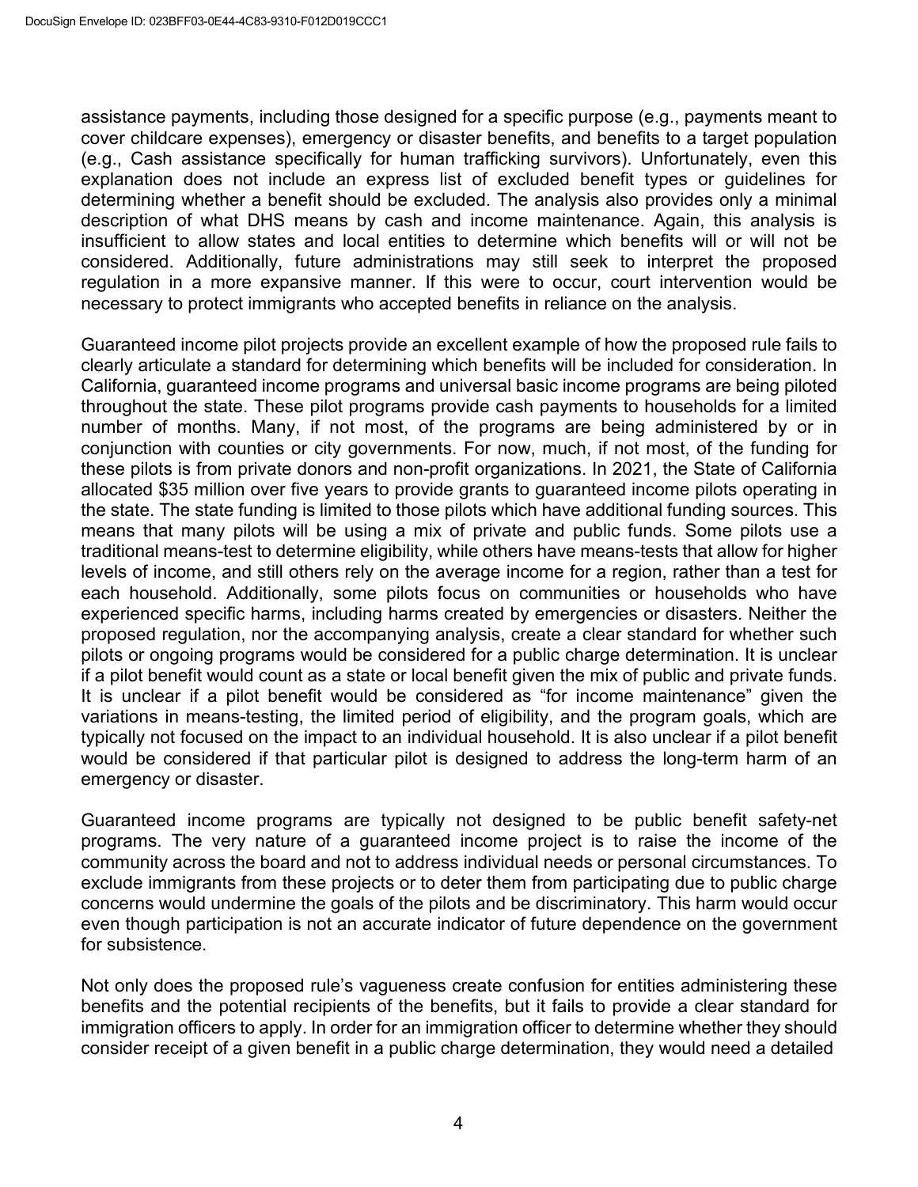assistance payments, including those designed for a specific purpose (e.g., payments meant to cover childcare expenses), emergency or disaster benefits, and benefits to a target population (e.g., Cash assistance specifically for human trafficking survivors). Unfortunately, even this explanation does not include an express list of excluded benefit types or guidelines for determining whether a benefit should be excluded. The analysis also provides only a minimal description of what DHS means by cash and income maintenance. Again, this analysis is insufficient to allow states and local entities to determine which benefits will or will not be considered. Additionally, future administrations may still seek to interpret the proposed regulation in a more expansive manner. If this were to occur, court intervention would be necessary to protect immigrants who accepted benefits in reliance on the analysis.

Guaranteed income pilot projects provide an excellent example of how the proposed rule fails to clearly articulate a standard for determining which benefits will be included for consideration. In California, guaranteed income programs and universal basic income programs are being piloted throughout the state. These pilot programs provide cash payments to households for a limited number of months. Many, if not most, of the programs are being administered by or in conjunction with counties or city governments. For now, much, if not most, of the funding for these pilots is from private donors and non-profit organizations. In 2021, the State of California allocated $35 million over five years to provide grants to guaranteed income pilots operating in the state. The state funding is limited to those pilots which have additional funding sources. This means that many pilots will be using a mix of private and public funds. Some pilots use a traditional means-test to determine eligibility, while others have means-tests that allow for higher levels of income, and still others rely on the average income for a region, rather than a test for each household. Additionally, some pilots focus on communities or households who have experienced specific harms, including harms created by emergencies or disasters. Neither the proposed regulation, nor the accompanying analysis, create a clear standard for whether such pilots or ongoing programs would be considered for a public charge determination. It is unclear if a pilot benefit would count as a state or local benefit given the mix of public and private funds. It is unclear if a pilot benefit would be considered as "for income maintenance" given the variations in means-testing, the limited period of eligibility, and the program goals, which are typically not focused on the impact to an individual household. It is also unclear if a pilot benefit would be considered if that particular pilot is designed to address the long-term harm of an emergency or disaster.

Guaranteed income programs are typically not designed to be public benefit safety-net programs. The very nature of a guaranteed income project is to raise the income of the community across the board and not to address individual needs or personal circumstances. To exclude immigrants from these projects or to deter them from participating due to public charge concerns would undermine the goals of the pilots and be discriminatory. This harm would occur even though participation is not an accurate indicator of future dependence on the government for subsistence.

Not only does the proposed rule's vagueness create confusion for entities administering these benefits and the potential recipients of the benefits, but it fails to provide a clear standard for immigration officers to apply. In order for an immigration officer to determine whether they should consider receipt of a given benefit in a public charge determination, they would need a detailed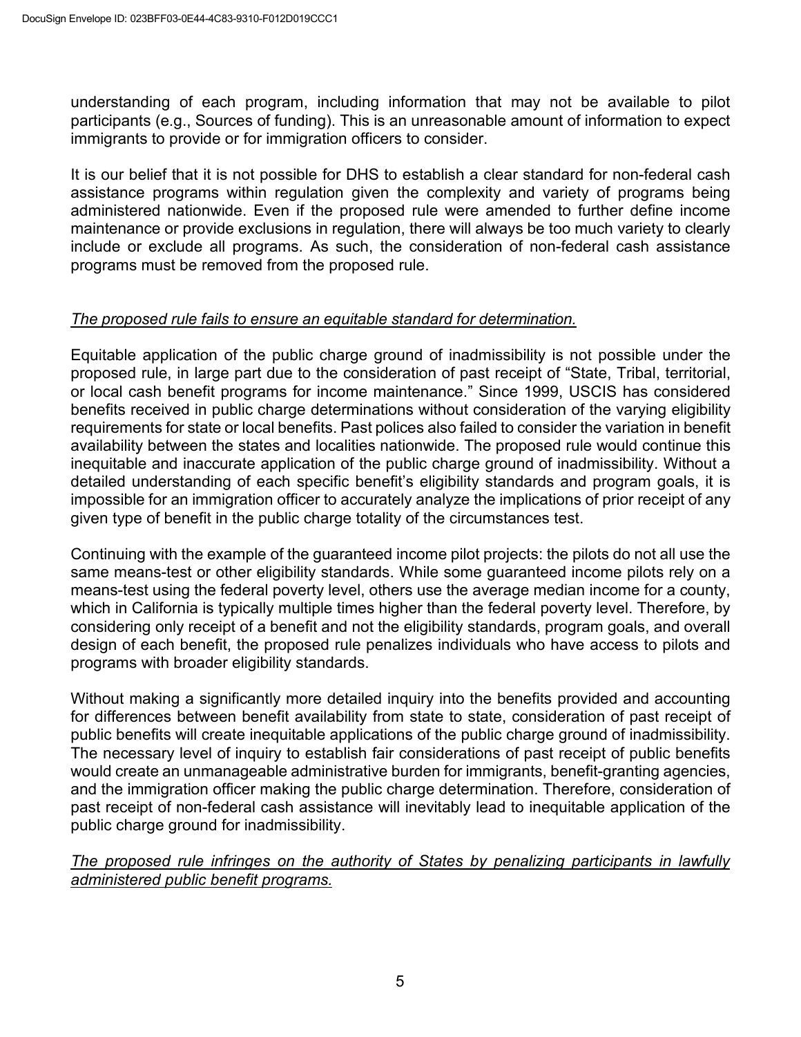understanding of each program, including information that may not be available to pilot participants (e.g., Sources of funding). This is an unreasonable amount of information to expect immigrants to provide or for immigration officers to consider.

It is our belief that it is not possible for DHS to establish a clear standard for non-federal cash assistance programs within regulation given the complexity and variety of programs being administered nationwide. Even if the proposed rule were amended to further define income maintenance or provide exclusions in regulation, there will always be too much variety to clearly include or exclude all programs. As such, the consideration of non-federal cash assistance programs must be removed from the proposed rule.

*The proposed rule fails to ensure an equitable standard for determination.*

Equitable application of the public charge ground of inadmissibility is not possible under the proposed rule, in large part due to the consideration of past receipt of "State, Tribal, territorial, or local cash benefit programs for income maintenance." Since 1999, USCIS has considered benefits received in public charge determinations without consideration of the varying eligibility requirements for state or local benefits. Past polices also failed to consider the variation in benefit availability between the states and localities nationwide. The proposed rule would continue this inequitable and inaccurate application of the public charge ground of inadmissibility. Without a detailed understanding of each specific benefit's eligibility standards and program goals, it is impossible for an immigration officer to accurately analyze the implications of prior receipt of any given type of benefit in the public charge totality of the circumstances test.

Continuing with the example of the guaranteed income pilot projects: the pilots do not all use the same means-test or other eligibility standards. While some guaranteed income pilots rely on a means-test using the federal poverty level, others use the average median income for a county, which in California is typically multiple times higher than the federal poverty level. Therefore, by considering only receipt of a benefit and not the eligibility standards, program goals, and overall design of each benefit, the proposed rule penalizes individuals who have access to pilots and programs with broader eligibility standards.

Without making a significantly more detailed inquiry into the benefits provided and accounting for differences between benefit availability from state to state, consideration of past receipt of public benefits will create inequitable applications of the public charge ground of inadmissibility. The necessary level of inquiry to establish fair considerations of past receipt of public benefits would create an unmanageable administrative burden for immigrants, benefit-granting agencies, and the immigration officer making the public charge determination. Therefore, consideration of past receipt of non-federal cash assistance will inevitably lead to inequitable application of the public charge ground for inadmissibility.

*The proposed rule infringes on the authority of States by penalizing participants in lawfully administered public benefit programs.*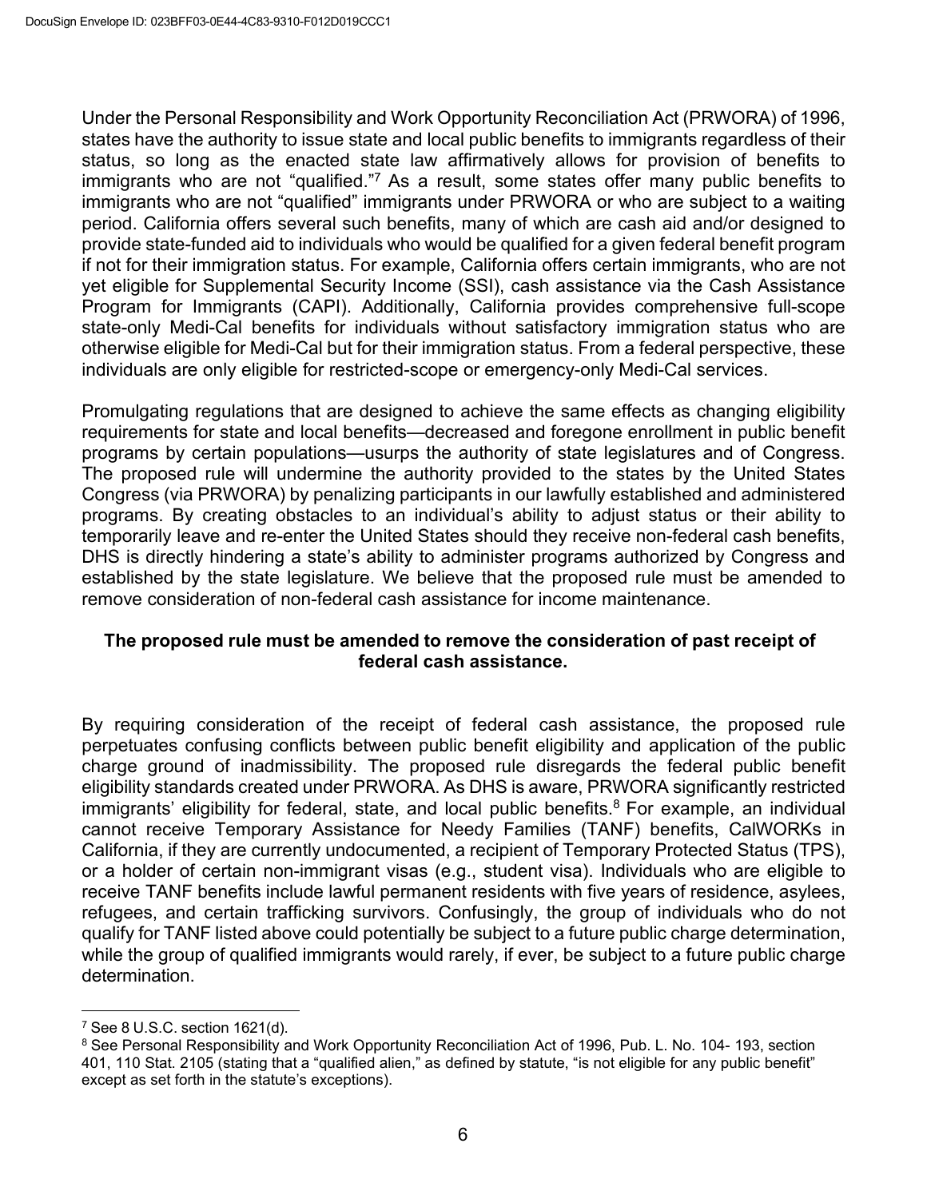Under the Personal Responsibility and Work Opportunity Reconciliation Act (PRWORA) of 1996, states have the authority to issue state and local public benefits to immigrants regardless of their status, so long as the enacted state law affirmatively allows for provision of benefits to immigrants who are not "qualified."[7] As a result, some states offer many public benefits to immigrants who are not "qualified" immigrants under PRWORA or who are subject to a waiting period. California offers several such benefits, many of which are cash aid and/or designed to provide state-funded aid to individuals who would be qualified for a given federal benefit program if not for their immigration status. For example, California offers certain immigrants, who are not yet eligible for Supplemental Security Income (SSI), cash assistance via the Cash Assistance Program for Immigrants (CAPI). Additionally, California provides comprehensive full-scope state-only Medi-Cal benefits for individuals without satisfactory immigration status who are otherwise eligible for Medi-Cal but for their immigration status. From a federal perspective, these individuals are only eligible for restricted-scope or emergency-only Medi-Cal services.

Promulgating regulations that are designed to achieve the same effects as changing eligibility requirements for state and local benefits—decreased and foregone enrollment in public benefit programs by certain populations—usurps the authority of state legislatures and of Congress. The proposed rule will undermine the authority provided to the states by the United States Congress (via PRWORA) by penalizing participants in our lawfully established and administered programs. By creating obstacles to an individual's ability to adjust status or their ability to temporarily leave and re-enter the United States should they receive non-federal cash benefits, DHS is directly hindering a state's ability to administer programs authorized by Congress and established by the state legislature. We believe that the proposed rule must be amended to remove consideration of non-federal cash assistance for income maintenance.

**The proposed rule must be amended to remove the consideration of past receipt of federal cash assistance.**

By requiring consideration of the receipt of federal cash assistance, the proposed rule perpetuates confusing conflicts between public benefit eligibility and application of the public charge ground of inadmissibility. The proposed rule disregards the federal public benefit eligibility standards created under PRWORA. As DHS is aware, PRWORA significantly restricted immigrants' eligibility for federal, state, and local public benefits.[8] For example, an individual cannot receive Temporary Assistance for Needy Families (TANF) benefits, CalWORKs in California, if they are currently undocumented, a recipient of Temporary Protected Status (TPS), or a holder of certain non-immigrant visas (e.g., student visa). Individuals who are eligible to receive TANF benefits include lawful permanent residents with five years of residence, asylees, refugees, and certain trafficking survivors. Confusingly, the group of individuals who do not qualify for TANF listed above could potentially be subject to a future public charge determination, while the group of qualified immigrants would rarely, if ever, be subject to a future public charge determination.

[7] See 8 U.S.C. section 1621(d).

[8] See Personal Responsibility and Work Opportunity Reconciliation Act of 1996, Pub. L. No. 104- 193, section 401, 110 Stat. 2105 (stating that a "qualified alien," as defined by statute, "is not eligible for any public benefit" except as set forth in the statute's exceptions).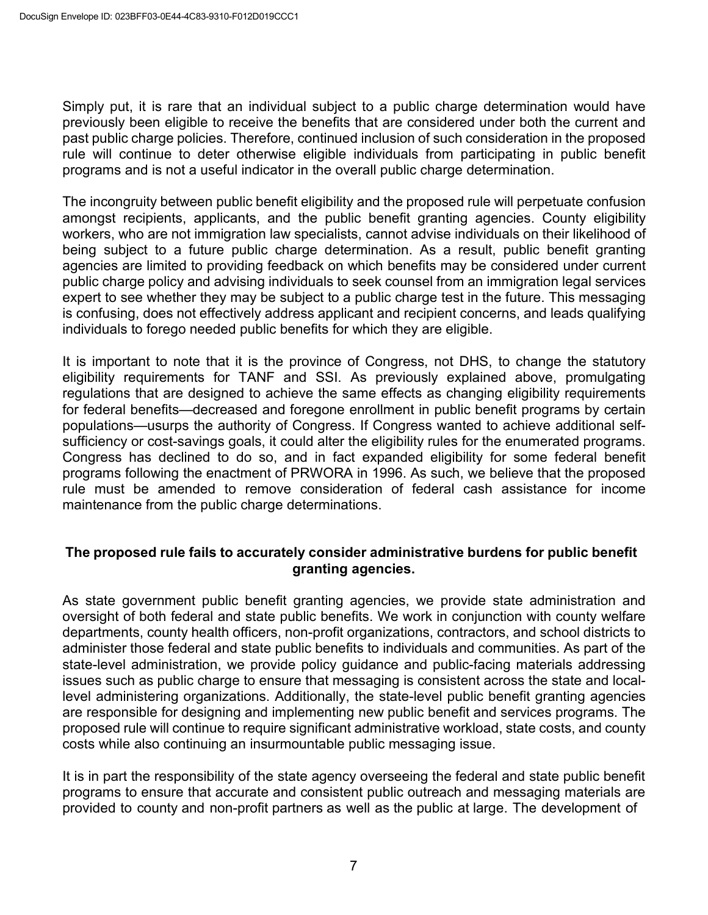Simply put, it is rare that an individual subject to a public charge determination would have previously been eligible to receive the benefits that are considered under both the current and past public charge policies. Therefore, continued inclusion of such consideration in the proposed rule will continue to deter otherwise eligible individuals from participating in public benefit programs and is not a useful indicator in the overall public charge determination.

The incongruity between public benefit eligibility and the proposed rule will perpetuate confusion amongst recipients, applicants, and the public benefit granting agencies. County eligibility workers, who are not immigration law specialists, cannot advise individuals on their likelihood of being subject to a future public charge determination. As a result, public benefit granting agencies are limited to providing feedback on which benefits may be considered under current public charge policy and advising individuals to seek counsel from an immigration legal services expert to see whether they may be subject to a public charge test in the future. This messaging is confusing, does not effectively address applicant and recipient concerns, and leads qualifying individuals to forego needed public benefits for which they are eligible.

It is important to note that it is the province of Congress, not DHS, to change the statutory eligibility requirements for TANF and SSI. As previously explained above, promulgating regulations that are designed to achieve the same effects as changing eligibility requirements for federal benefits—decreased and foregone enrollment in public benefit programs by certain populations—usurps the authority of Congress. If Congress wanted to achieve additional self-sufficiency or cost-savings goals, it could alter the eligibility rules for the enumerated programs. Congress has declined to do so, and in fact expanded eligibility for some federal benefit programs following the enactment of PRWORA in 1996. As such, we believe that the proposed rule must be amended to remove consideration of federal cash assistance for income maintenance from the public charge determinations.

**The proposed rule fails to accurately consider administrative burdens for public benefit granting agencies.**

As state government public benefit granting agencies, we provide state administration and oversight of both federal and state public benefits. We work in conjunction with county welfare departments, county health officers, non-profit organizations, contractors, and school districts to administer those federal and state public benefits to individuals and communities. As part of the state-level administration, we provide policy guidance and public-facing materials addressing issues such as public charge to ensure that messaging is consistent across the state and local-level administering organizations. Additionally, the state-level public benefit granting agencies are responsible for designing and implementing new public benefit and services programs. The proposed rule will continue to require significant administrative workload, state costs, and county costs while also continuing an insurmountable public messaging issue.

It is in part the responsibility of the state agency overseeing the federal and state public benefit programs to ensure that accurate and consistent public outreach and messaging materials are provided to county and non-profit partners as well as the public at large. The development of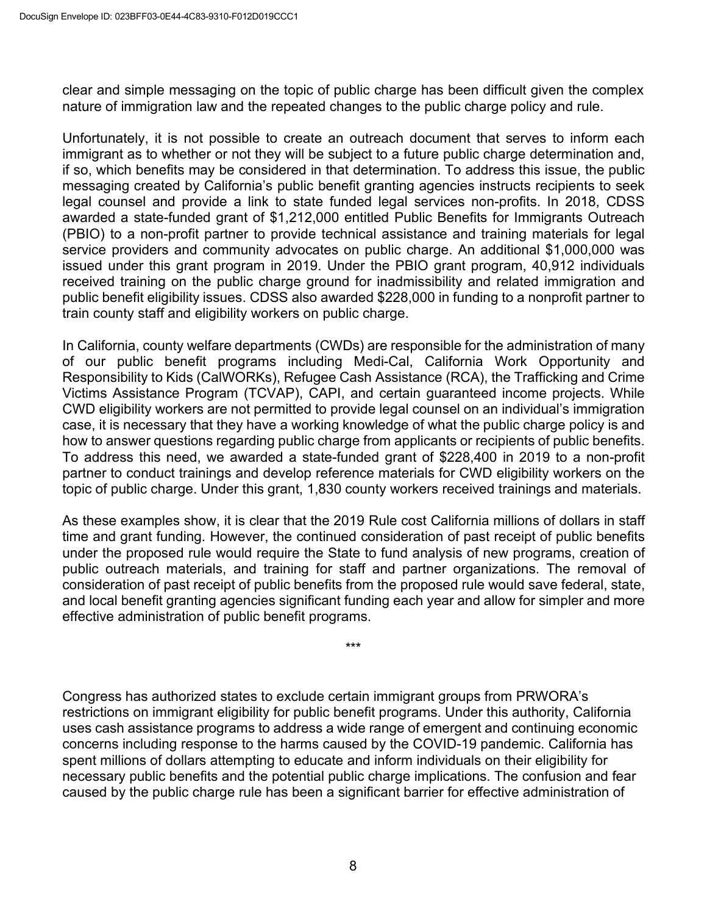clear and simple messaging on the topic of public charge has been difficult given the complex nature of immigration law and the repeated changes to the public charge policy and rule.

Unfortunately, it is not possible to create an outreach document that serves to inform each immigrant as to whether or not they will be subject to a future public charge determination and, if so, which benefits may be considered in that determination. To address this issue, the public messaging created by California's public benefit granting agencies instructs recipients to seek legal counsel and provide a link to state funded legal services non-profits. In 2018, CDSS awarded a state-funded grant of $1,212,000 entitled Public Benefits for Immigrants Outreach (PBIO) to a non-profit partner to provide technical assistance and training materials for legal service providers and community advocates on public charge. An additional $1,000,000 was issued under this grant program in 2019. Under the PBIO grant program, 40,912 individuals received training on the public charge ground for inadmissibility and related immigration and public benefit eligibility issues. CDSS also awarded $228,000 in funding to a nonprofit partner to train county staff and eligibility workers on public charge.

In California, county welfare departments (CWDs) are responsible for the administration of many of our public benefit programs including Medi-Cal, California Work Opportunity and Responsibility to Kids (CalWORKs), Refugee Cash Assistance (RCA), the Trafficking and Crime Victims Assistance Program (TCVAP), CAPI, and certain guaranteed income projects. While CWD eligibility workers are not permitted to provide legal counsel on an individual's immigration case, it is necessary that they have a working knowledge of what the public charge policy is and how to answer questions regarding public charge from applicants or recipients of public benefits. To address this need, we awarded a state-funded grant of $228,400 in 2019 to a non-profit partner to conduct trainings and develop reference materials for CWD eligibility workers on the topic of public charge. Under this grant, 1,830 county workers received trainings and materials.

As these examples show, it is clear that the 2019 Rule cost California millions of dollars in staff time and grant funding. However, the continued consideration of past receipt of public benefits under the proposed rule would require the State to fund analysis of new programs, creation of public outreach materials, and training for staff and partner organizations. The removal of consideration of past receipt of public benefits from the proposed rule would save federal, state, and local benefit granting agencies significant funding each year and allow for simpler and more effective administration of public benefit programs.

***

Congress has authorized states to exclude certain immigrant groups from PRWORA's restrictions on immigrant eligibility for public benefit programs. Under this authority, California uses cash assistance programs to address a wide range of emergent and continuing economic concerns including response to the harms caused by the COVID-19 pandemic. California has spent millions of dollars attempting to educate and inform individuals on their eligibility for necessary public benefits and the potential public charge implications. The confusion and fear caused by the public charge rule has been a significant barrier for effective administration of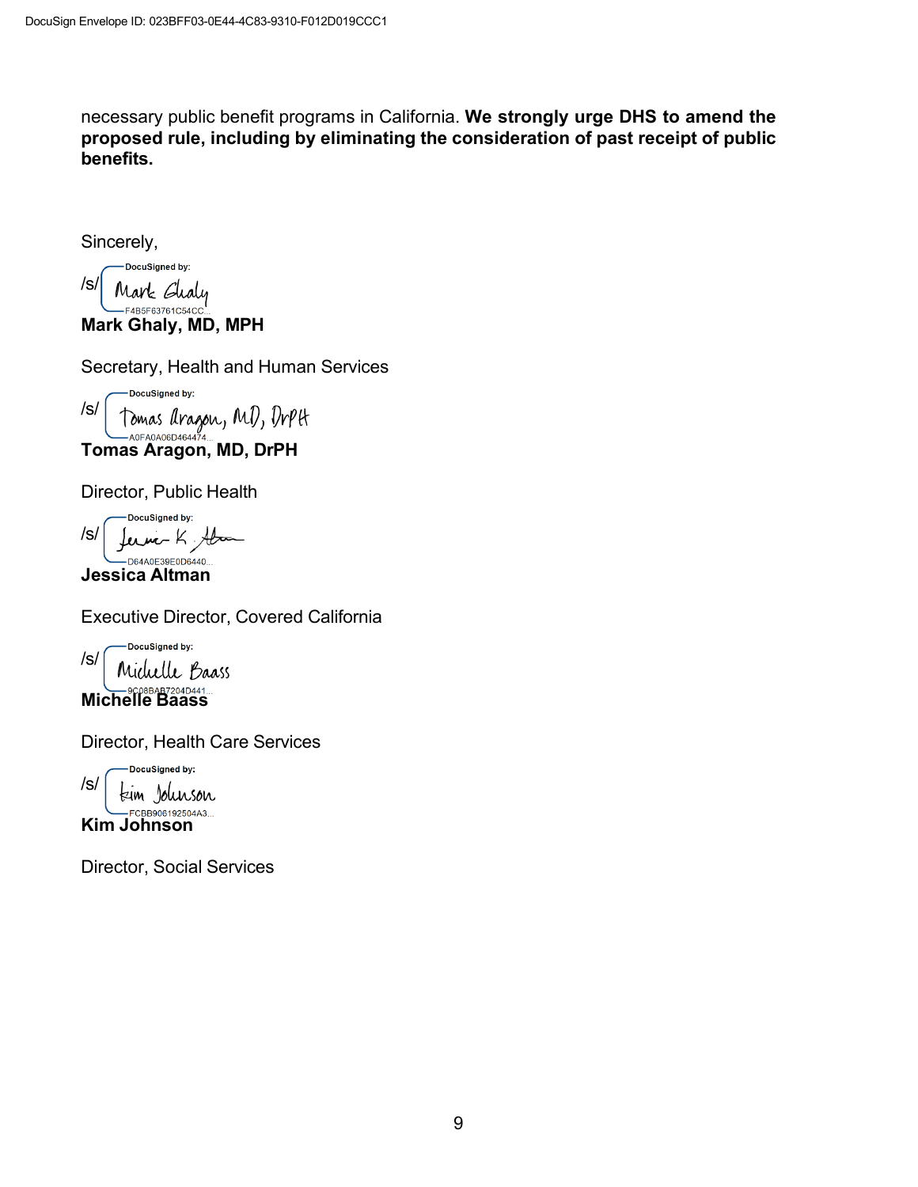necessary public benefit programs in California. **We strongly urge DHS to amend the proposed rule, including by eliminating the consideration of past receipt of public benefits.**

Sincerely,

/s/

**Mark Ghaly, MD, MPH**

Secretary, Health and Human Services

/s/

**Tomas Aragon, MD, DrPH**

Director, Public Health

/s/

**Jessica Altman**

Executive Director, Covered California

/s/

**Michelle Baass**

Director, Health Care Services

/s/

**Kim Johnson**

Director, Social Services